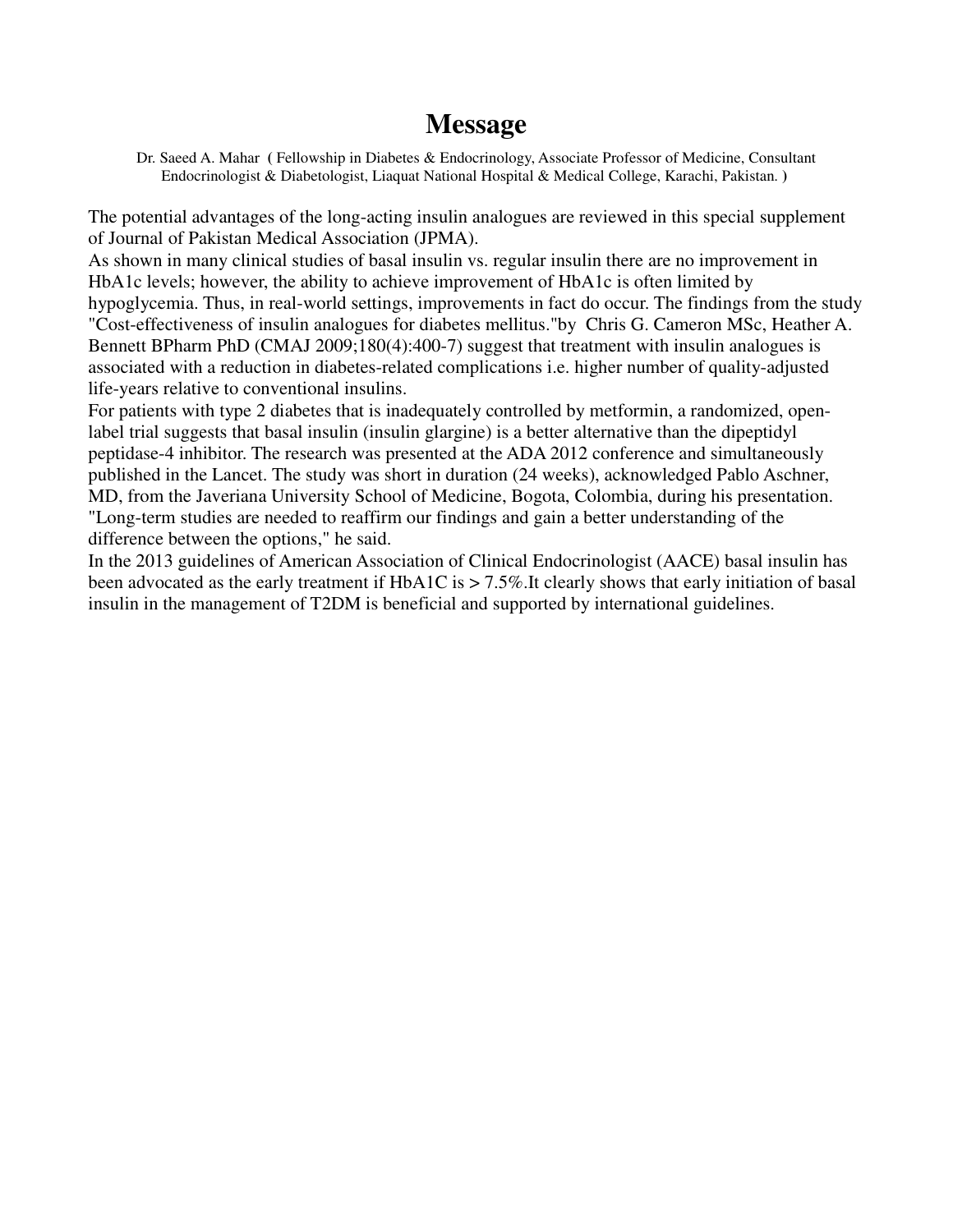# Message

Dr. Saeed A. Mahar ( Fellowship in Diabetes & Endocrinology, Associate Professor of Medicine, Consultant Endocrinologist & Diabetologist, Liaquat National Hospital & Medical College, Karachi, Pakistan. )

The potential advantages of the long-acting insulin analogues are reviewed in this special supplement of Journal of Pakistan Medical Association (JPMA).

As shown in many clinical studies of basal insulin vs. regular insulin there are no improvement in HbA1c levels; however, the ability to achieve improvement of HbA1c is often limited by hypoglycemia. Thus, in real-world settings, improvements in fact do occur. The findings from the study "Cost-effectiveness of insulin analogues for diabetes mellitus."by Chris G. Cameron MSc, Heather A. Bennett BPharm PhD (CMAJ 2009;180(4):400-7) suggest that treatment with insulin analogues is associated with a reduction in diabetes-related complications i.e. higher number of quality-adjusted life-years relative to conventional insulins.

For patients with type 2 diabetes that is inadequately controlled by metformin, a randomized, open-label trial suggests that basal insulin (insulin glargine) is a better alternative than the dipeptidyl peptidase-4 inhibitor. The research was presented at the ADA 2012 conference and simultaneously published in the Lancet. The study was short in duration (24 weeks), acknowledged Pablo Aschner, MD, from the Javeriana University School of Medicine, Bogota, Colombia, during his presentation. "Long-term studies are needed to reaffirm our findings and gain a better understanding of the difference between the options," he said.

In the 2013 guidelines of American Association of Clinical Endocrinologist (AACE) basal insulin has been advocated as the early treatment if HbA1C is > 7.5%.It clearly shows that early initiation of basal insulin in the management of T2DM is beneficial and supported by international guidelines.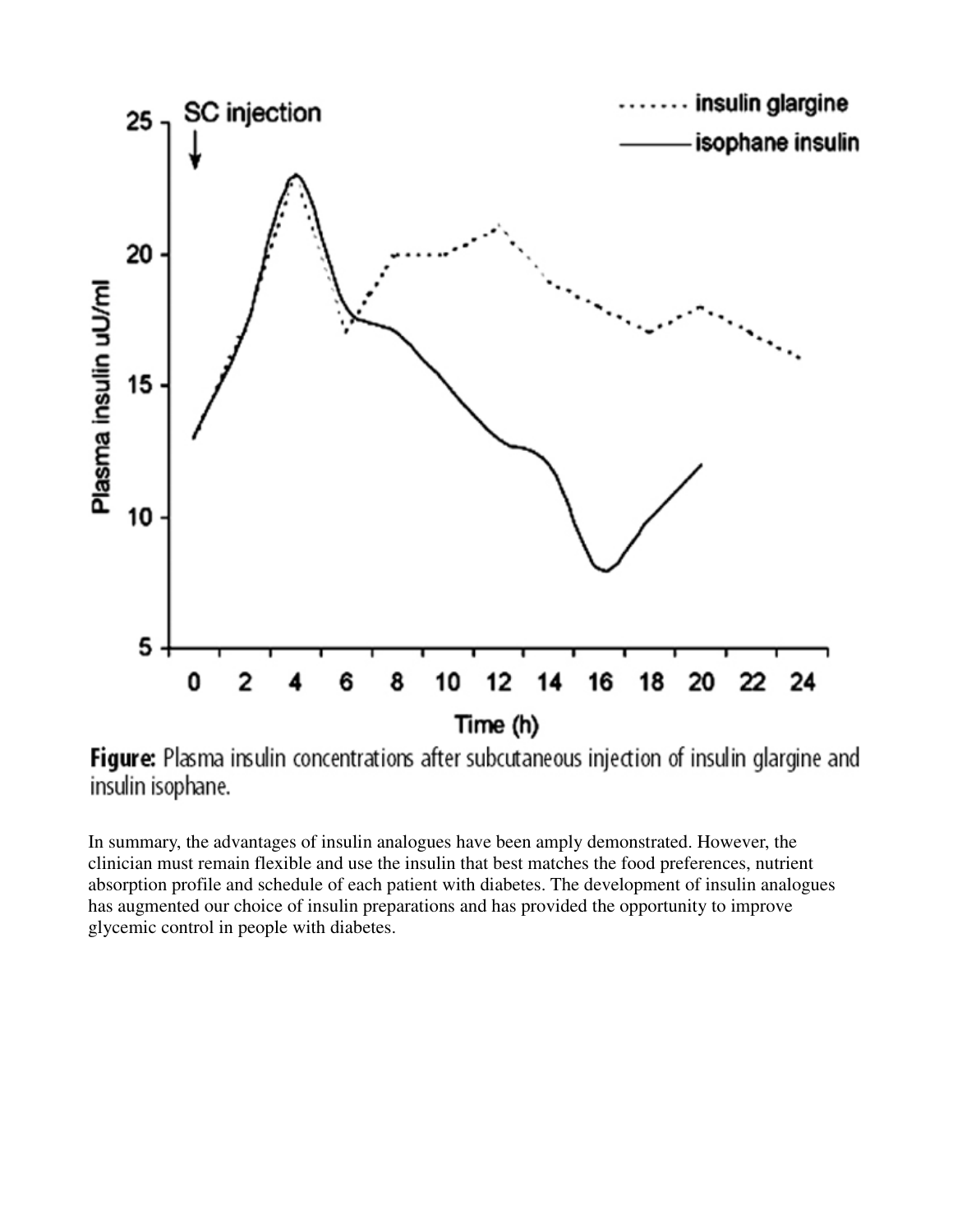SC injection

insulin glargine

isophane insulin

Plasma insulin uU/ml

25

20

15

10

5

0 2 4 6 8 10 12 14 16 18 20 22 24

Time (h)

**Figure:** Plasma insulin concentrations after subcutaneous injection of insulin glargine and insulin isophane.

In summary, the advantages of insulin analogues have been amply demonstrated. However, the clinician must remain flexible and use the insulin that best matches the food preferences, nutrient absorption profile and schedule of each patient with diabetes. The development of insulin analogues has augmented our choice of insulin preparations and has provided the opportunity to improve glycemic control in people with diabetes.